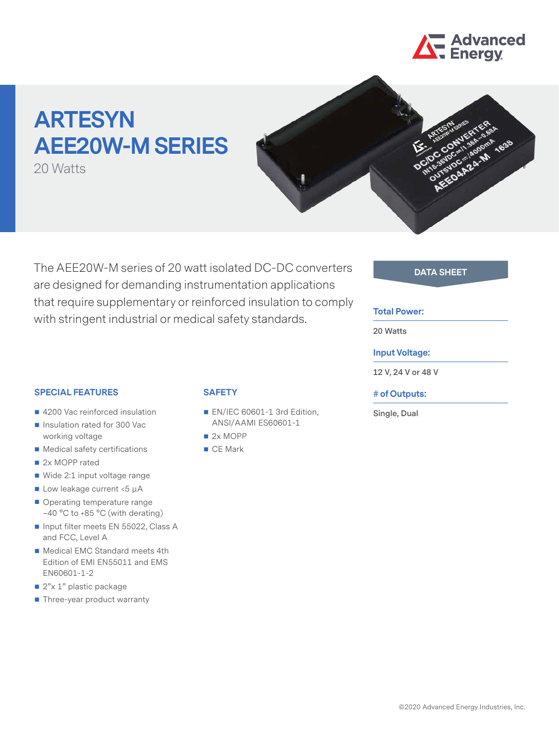# ARTESYN AEE20W-M SERIES

20 Watts

The AEE20W-M series of 20 watt isolated DC-DC converters are designed for demanding instrumentation applications that require supplementary or reinforced insulation to comply with stringent industrial or medical safety standards.

**DATA SHEET**

**Total Power:**

20 Watts

**Input Voltage:**

12 V, 24 V or 48 V

**# of Outputs:**

Single, Dual

## SPECIAL FEATURES

- 4200 Vac reinforced insulation
- Insulation rated for 300 Vac working voltage
- Medical safety certifications
- 2x MOPP rated
- Wide 2:1 input voltage range
- Low leakage current <5 µA
- Operating temperature range –40 °C to +85 °C (with derating)
- Input filter meets EN 55022, Class A and FCC, Level A
- Medical EMC Standard meets 4th Edition of EMI EN55011 and EMS EN60601-1-2
- 2"x 1" plastic package
- Three-year product warranty

## SAFETY

- EN/IEC 60601-1 3rd Edition, ANSI/AAMI ES60601-1
- 2x MOPP
- CE Mark

©2020 Advanced Energy Industries, Inc.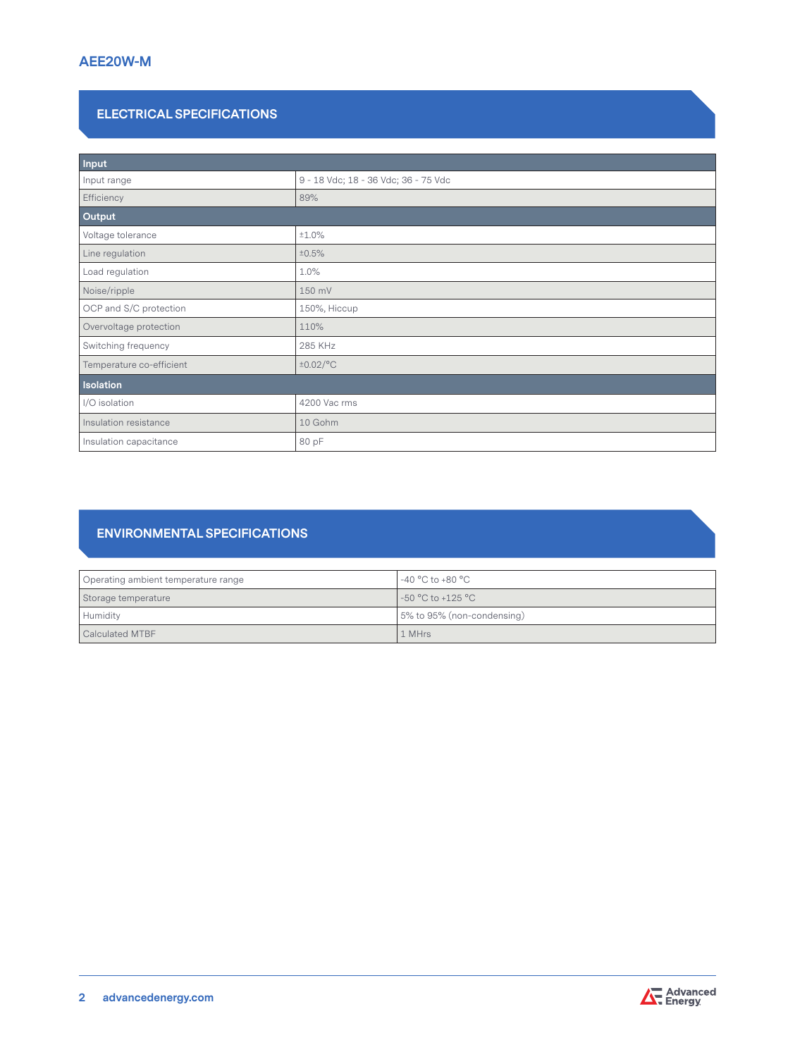# AEE20W-M

## ELECTRICAL SPECIFICATIONS

| Input | |
|---|---|
| Input range | 9 - 18 Vdc; 18 - 36 Vdc; 36 - 75 Vdc |
| Efficiency | 89% |
| **Output** | |
| Voltage tolerance | ±1.0% |
| Line regulation | ±0.5% |
| Load regulation | 1.0% |
| Noise/ripple | 150 mV |
| OCP and S/C protection | 150%, Hiccup |
| Overvoltage protection | 110% |
| Switching frequency | 285 KHz |
| Temperature co-efficient | ±0.02/°C |
| **Isolation** | |
| I/O isolation | 4200 Vac rms |
| Insulation resistance | 10 Gohm |
| Insulation capacitance | 80 pF |

## ENVIRONMENTAL SPECIFICATIONS

| Parameter | Value |
|---|---|
| Operating ambient temperature range | -40 °C to +80 °C |
| Storage temperature | -50 °C to +125 °C |
| Humidity | 5% to 95% (non-condensing) |
| Calculated MTBF | 1 MHrs |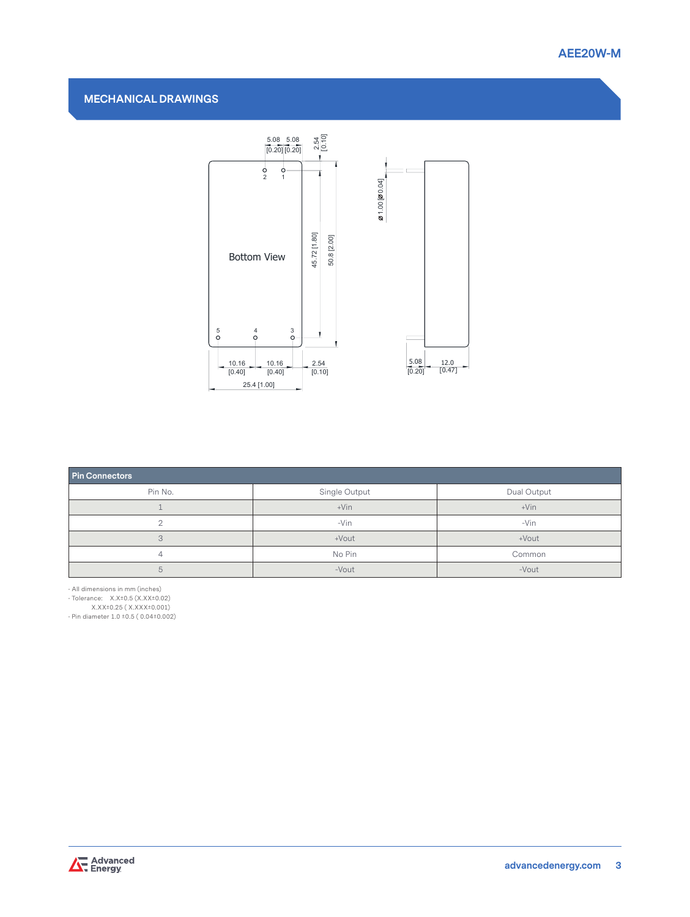## MECHANICAL DRAWINGS

Bottom View

5.08 [0.20] 5.08 [0.20] 2.54 [0.10]

45.72 [1.80] 50.8 [2.00]

10.16 [0.40] 10.16 [0.40] 2.54 [0.10]

25.4 [1.00]

ø 1.00 [ø 0.04]

5.08 [0.20] 12.0 [0.47]

| Pin Connectors | | |
|---|---|---|
| Pin No. | Single Output | Dual Output |
| 1 | +Vin | +Vin |
| 2 | -Vin | -Vin |
| 3 | +Vout | +Vout |
| 4 | No Pin | Common |
| 5 | -Vout | -Vout |

- All dimensions in mm (inches)
- Tolerance: X.X±0.5 (X.XX±0.02)
  X.XX±0.25 ( X.XXX±0.001)
- Pin diameter 1.0 ±0.5 ( 0.04±0.002)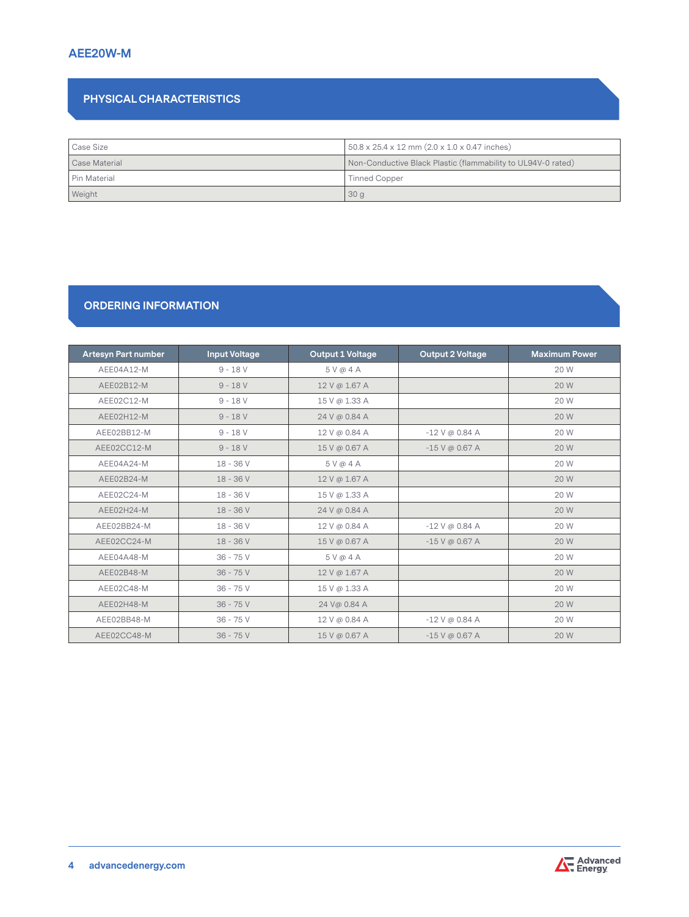## PHYSICAL CHARACTERISTICS

| | |
|---|---|
| Case Size | 50.8 x 25.4 x 12 mm (2.0 x 1.0 x 0.47 inches) |
| Case Material | Non-Conductive Black Plastic (flammability to UL94V-0 rated) |
| Pin Material | Tinned Copper |
| Weight | 30 g |

## ORDERING INFORMATION

| Artesyn Part number | Input Voltage | Output 1 Voltage | Output 2 Voltage | Maximum Power |
|---|---|---|---|---|
| AEE04A12-M | 9 - 18 V | 5 V @ 4 A | | 20 W |
| AEE02B12-M | 9 - 18 V | 12 V @ 1.67 A | | 20 W |
| AEE02C12-M | 9 - 18 V | 15 V @ 1.33 A | | 20 W |
| AEE02H12-M | 9 - 18 V | 24 V @ 0.84 A | | 20 W |
| AEE02BB12-M | 9 - 18 V | 12 V @ 0.84 A | -12 V @ 0.84 A | 20 W |
| AEE02CC12-M | 9 - 18 V | 15 V @ 0.67 A | -15 V @ 0.67 A | 20 W |
| AEE04A24-M | 18 - 36 V | 5 V @ 4 A | | 20 W |
| AEE02B24-M | 18 - 36 V | 12 V @ 1.67 A | | 20 W |
| AEE02C24-M | 18 - 36 V | 15 V @ 1.33 A | | 20 W |
| AEE02H24-M | 18 - 36 V | 24 V @ 0.84 A | | 20 W |
| AEE02BB24-M | 18 - 36 V | 12 V @ 0.84 A | -12 V @ 0.84 A | 20 W |
| AEE02CC24-M | 18 - 36 V | 15 V @ 0.67 A | -15 V @ 0.67 A | 20 W |
| AEE04A48-M | 36 - 75 V | 5 V @ 4 A | | 20 W |
| AEE02B48-M | 36 - 75 V | 12 V @ 1.67 A | | 20 W |
| AEE02C48-M | 36 - 75 V | 15 V @ 1.33 A | | 20 W |
| AEE02H48-M | 36 - 75 V | 24 V@ 0.84 A | | 20 W |
| AEE02BB48-M | 36 - 75 V | 12 V @ 0.84 A | -12 V @ 0.84 A | 20 W |
| AEE02CC48-M | 36 - 75 V | 15 V @ 0.67 A | -15 V @ 0.67 A | 20 W |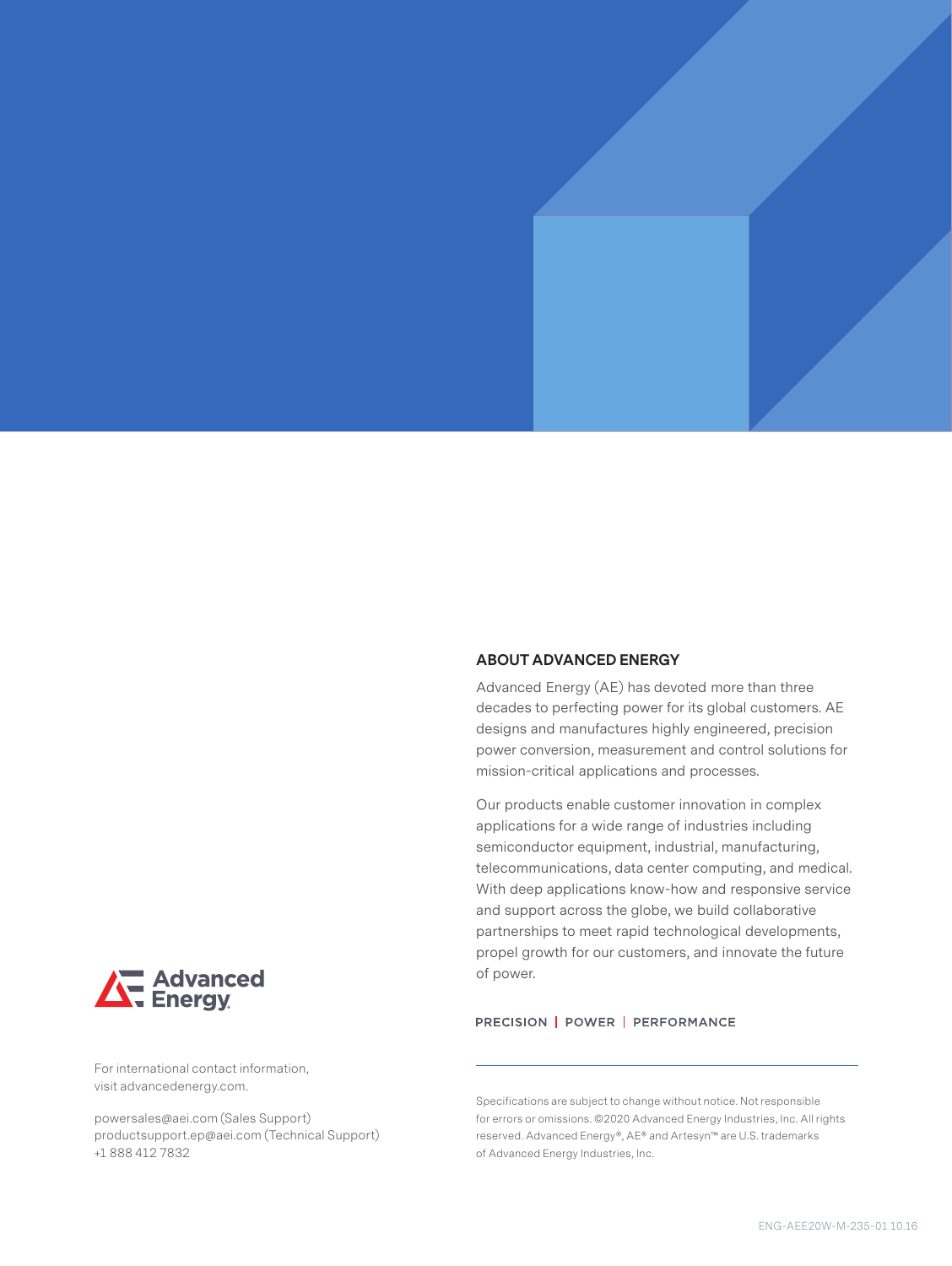## ABOUT ADVANCED ENERGY

Advanced Energy (AE) has devoted more than three decades to perfecting power for its global customers. AE designs and manufactures highly engineered, precision power conversion, measurement and control solutions for mission-critical applications and processes.

Our products enable customer innovation in complex applications for a wide range of industries including semiconductor equipment, industrial, manufacturing, telecommunications, data center computing, and medical. With deep applications know-how and responsive service and support across the globe, we build collaborative partnerships to meet rapid technological developments, propel growth for our customers, and innovate the future of power.

PRECISION | POWER | PERFORMANCE

Advanced Energy

For international contact information, visit advancedenergy.com.

powersales@aei.com (Sales Support)
productsupport.ep@aei.com (Technical Support)
+1 888 412 7832

Specifications are subject to change without notice. Not responsible for errors or omissions. ©2020 Advanced Energy Industries, Inc. All rights reserved. Advanced Energy®, AE® and Artesyn™ are U.S. trademarks of Advanced Energy Industries, Inc.

ENG-AEE20W-M-235-01 10.16